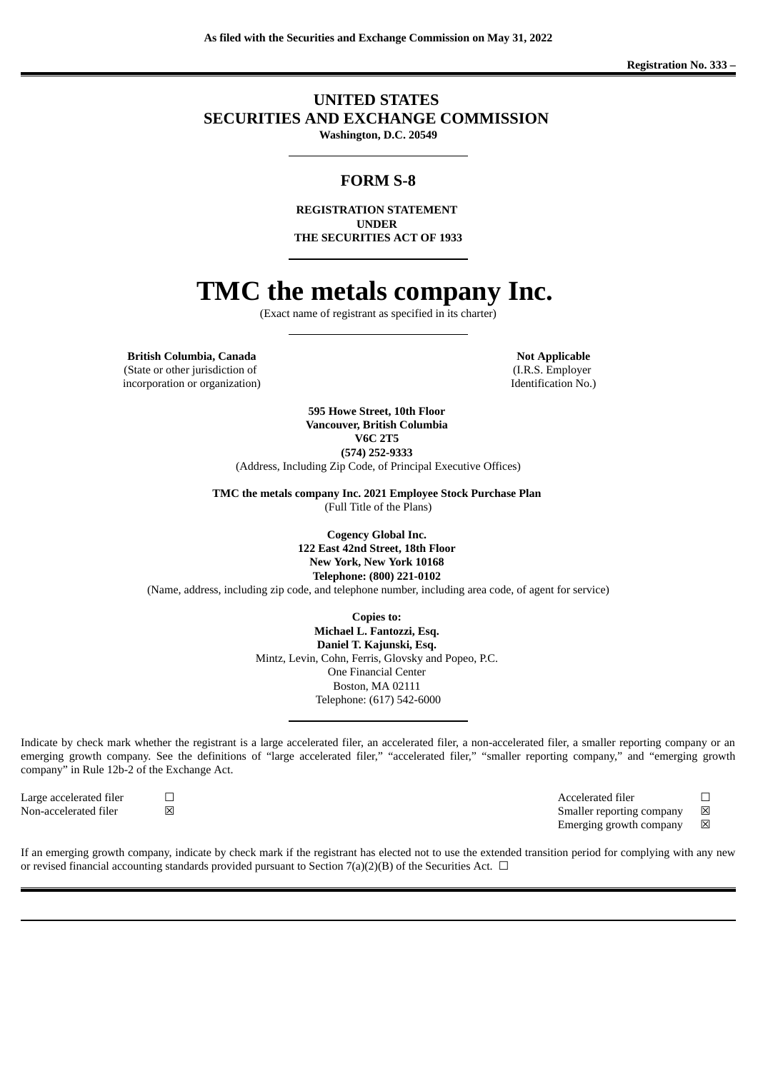**As filed with the Securities and Exchange Commission on May 31, 2022**

**Registration No. 333 –**

# UNITED STATES
# SECURITIES AND EXCHANGE COMMISSION

**Washington, D.C. 20549**

## FORM S-8

**REGISTRATION STATEMENT**
**UNDER**
**THE SECURITIES ACT OF 1933**

# TMC the metals company Inc.

(Exact name of registrant as specified in its charter)

| **British Columbia, Canada** | **Not Applicable** |
|---|---|
| (State or other jurisdiction of incorporation or organization) | (I.R.S. Employer Identification No.) |

**595 Howe Street, 10th Floor**
**Vancouver, British Columbia**
**V6C 2T5**
**(574) 252-9333**
(Address, Including Zip Code, of Principal Executive Offices)

**TMC the metals company Inc. 2021 Employee Stock Purchase Plan**
(Full Title of the Plans)

**Cogency Global Inc.**
**122 East 42nd Street, 18th Floor**
**New York, New York 10168**
**Telephone: (800) 221-0102**
(Name, address, including zip code, and telephone number, including area code, of agent for service)

**Copies to:**
**Michael L. Fantozzi, Esq.**
**Daniel T. Kajunski, Esq.**
Mintz, Levin, Cohn, Ferris, Glovsky and Popeo, P.C.
One Financial Center
Boston, MA 02111
Telephone: (617) 542-6000

Indicate by check mark whether the registrant is a large accelerated filer, an accelerated filer, a non-accelerated filer, a smaller reporting company or an emerging growth company. See the definitions of "large accelerated filer," "accelerated filer," "smaller reporting company," and "emerging growth company" in Rule 12b-2 of the Exchange Act.

| | | | |
|---|---|---|---|
| Large accelerated filer | ☐ | Accelerated filer | ☐ |
| Non-accelerated filer | ☒ | Smaller reporting company | ☒ |
| | | Emerging growth company | ☒ |

If an emerging growth company, indicate by check mark if the registrant has elected not to use the extended transition period for complying with any new or revised financial accounting standards provided pursuant to Section 7(a)(2)(B) of the Securities Act. ☐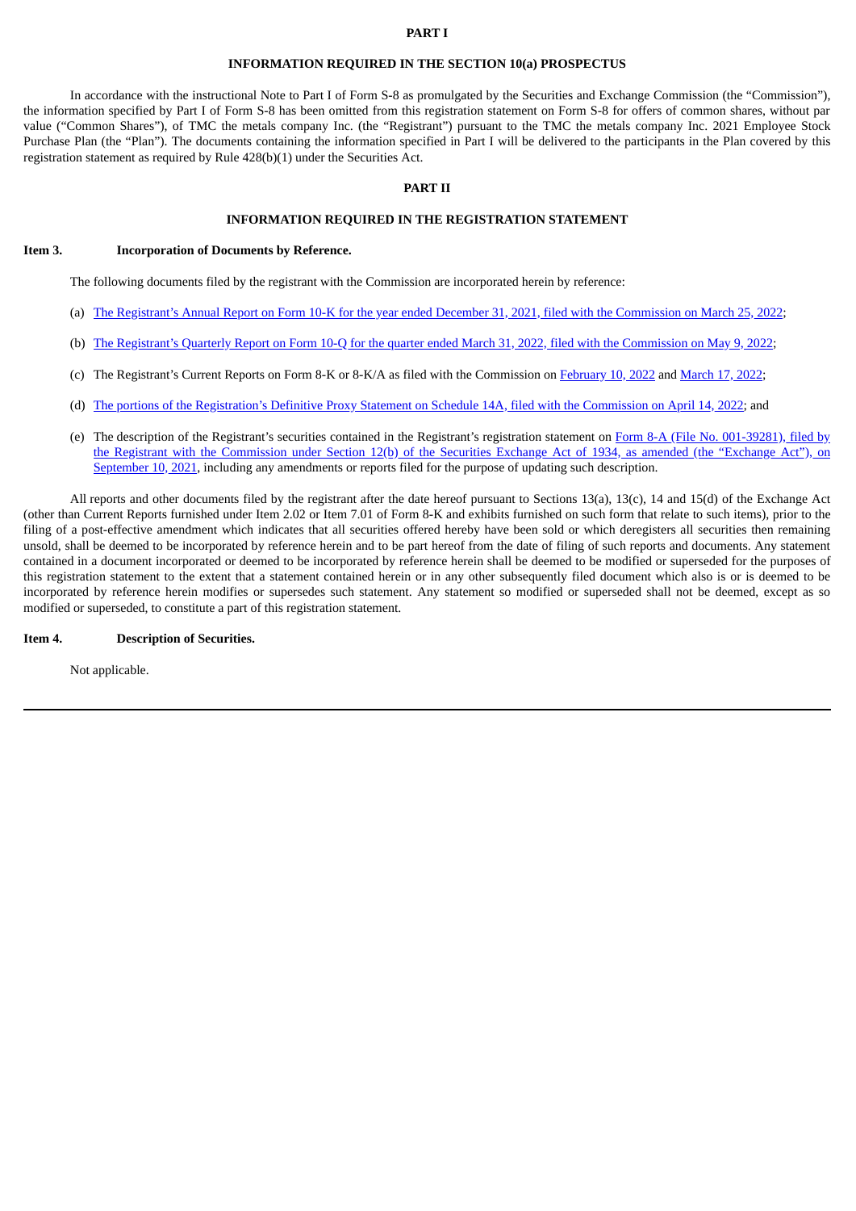# PART I

## INFORMATION REQUIRED IN THE SECTION 10(a) PROSPECTUS

In accordance with the instructional Note to Part I of Form S-8 as promulgated by the Securities and Exchange Commission (the "Commission"), the information specified by Part I of Form S-8 has been omitted from this registration statement on Form S-8 for offers of common shares, without par value ("Common Shares"), of TMC the metals company Inc. (the "Registrant") pursuant to the TMC the metals company Inc. 2021 Employee Stock Purchase Plan (the "Plan"). The documents containing the information specified in Part I will be delivered to the participants in the Plan covered by this registration statement as required by Rule 428(b)(1) under the Securities Act.

# PART II

## INFORMATION REQUIRED IN THE REGISTRATION STATEMENT

**Item 3. Incorporation of Documents by Reference.**

The following documents filed by the registrant with the Commission are incorporated herein by reference:

(a) The Registrant's Annual Report on Form 10-K for the year ended December 31, 2021, filed with the Commission on March 25, 2022;

(b) The Registrant's Quarterly Report on Form 10-Q for the quarter ended March 31, 2022, filed with the Commission on May 9, 2022;

(c) The Registrant's Current Reports on Form 8-K or 8-K/A as filed with the Commission on February 10, 2022 and March 17, 2022;

(d) The portions of the Registration's Definitive Proxy Statement on Schedule 14A, filed with the Commission on April 14, 2022; and

(e) The description of the Registrant's securities contained in the Registrant's registration statement on Form 8-A (File No. 001-39281), filed by the Registrant with the Commission under Section 12(b) of the Securities Exchange Act of 1934, as amended (the "Exchange Act"), on September 10, 2021, including any amendments or reports filed for the purpose of updating such description.

All reports and other documents filed by the registrant after the date hereof pursuant to Sections 13(a), 13(c), 14 and 15(d) of the Exchange Act (other than Current Reports furnished under Item 2.02 or Item 7.01 of Form 8-K and exhibits furnished on such form that relate to such items), prior to the filing of a post-effective amendment which indicates that all securities offered hereby have been sold or which deregisters all securities then remaining unsold, shall be deemed to be incorporated by reference herein and to be part hereof from the date of filing of such reports and documents. Any statement contained in a document incorporated or deemed to be incorporated by reference herein shall be deemed to be modified or superseded for the purposes of this registration statement to the extent that a statement contained herein or in any other subsequently filed document which also is or is deemed to be incorporated by reference herein modifies or supersedes such statement. Any statement so modified or superseded shall not be deemed, except as so modified or superseded, to constitute a part of this registration statement.

**Item 4. Description of Securities.**

Not applicable.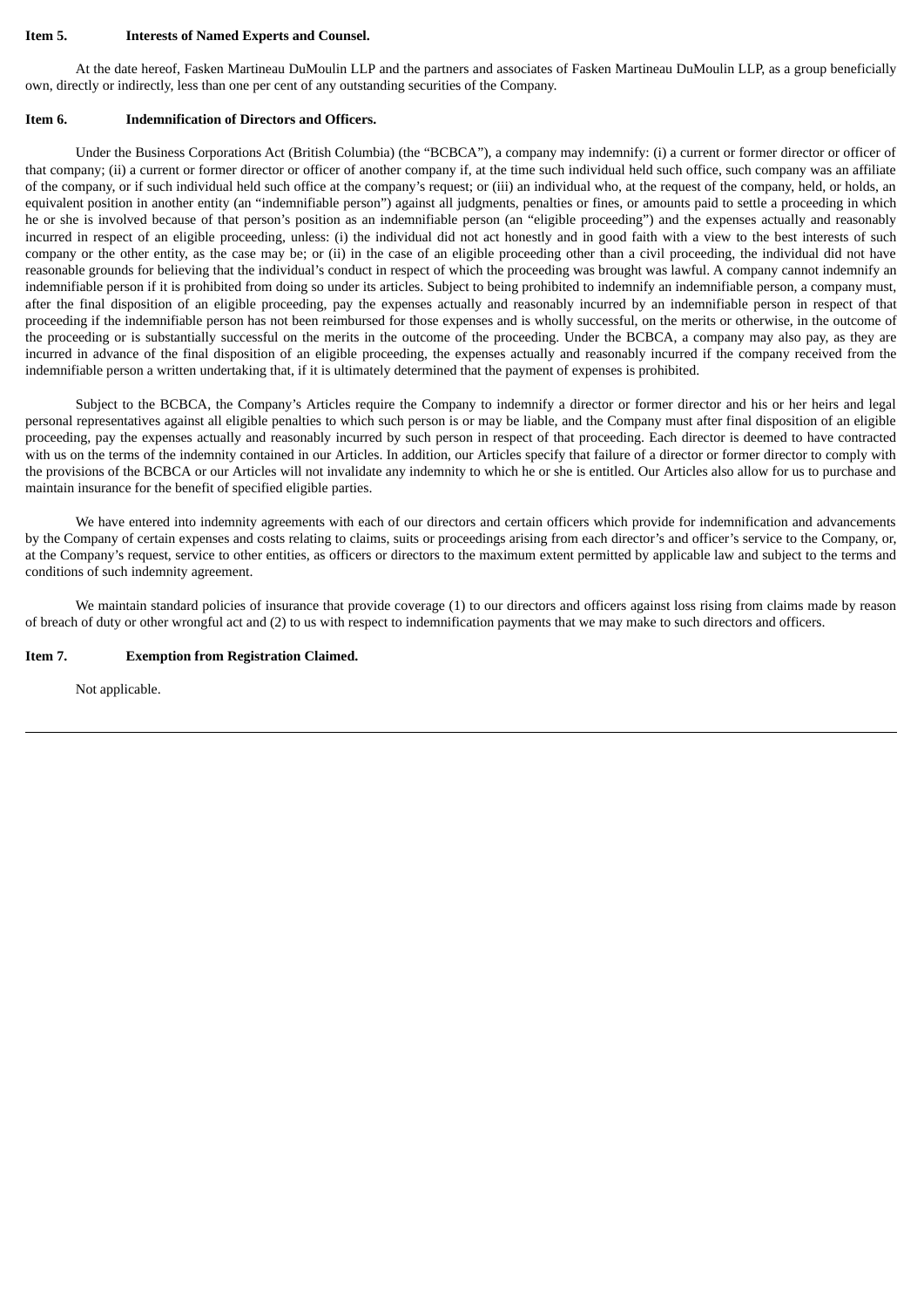**Item 5. Interests of Named Experts and Counsel.**

At the date hereof, Fasken Martineau DuMoulin LLP and the partners and associates of Fasken Martineau DuMoulin LLP, as a group beneficially own, directly or indirectly, less than one per cent of any outstanding securities of the Company.

**Item 6. Indemnification of Directors and Officers.**

Under the Business Corporations Act (British Columbia) (the "BCBCA"), a company may indemnify: (i) a current or former director or officer of that company; (ii) a current or former director or officer of another company if, at the time such individual held such office, such company was an affiliate of the company, or if such individual held such office at the company's request; or (iii) an individual who, at the request of the company, held, or holds, an equivalent position in another entity (an "indemnifiable person") against all judgments, penalties or fines, or amounts paid to settle a proceeding in which he or she is involved because of that person's position as an indemnifiable person (an "eligible proceeding") and the expenses actually and reasonably incurred in respect of an eligible proceeding, unless: (i) the individual did not act honestly and in good faith with a view to the best interests of such company or the other entity, as the case may be; or (ii) in the case of an eligible proceeding other than a civil proceeding, the individual did not have reasonable grounds for believing that the individual's conduct in respect of which the proceeding was brought was lawful. A company cannot indemnify an indemnifiable person if it is prohibited from doing so under its articles. Subject to being prohibited to indemnify an indemnifiable person, a company must, after the final disposition of an eligible proceeding, pay the expenses actually and reasonably incurred by an indemnifiable person in respect of that proceeding if the indemnifiable person has not been reimbursed for those expenses and is wholly successful, on the merits or otherwise, in the outcome of the proceeding or is substantially successful on the merits in the outcome of the proceeding. Under the BCBCA, a company may also pay, as they are incurred in advance of the final disposition of an eligible proceeding, the expenses actually and reasonably incurred if the company received from the indemnifiable person a written undertaking that, if it is ultimately determined that the payment of expenses is prohibited.

Subject to the BCBCA, the Company's Articles require the Company to indemnify a director or former director and his or her heirs and legal personal representatives against all eligible penalties to which such person is or may be liable, and the Company must after final disposition of an eligible proceeding, pay the expenses actually and reasonably incurred by such person in respect of that proceeding. Each director is deemed to have contracted with us on the terms of the indemnity contained in our Articles. In addition, our Articles specify that failure of a director or former director to comply with the provisions of the BCBCA or our Articles will not invalidate any indemnity to which he or she is entitled. Our Articles also allow for us to purchase and maintain insurance for the benefit of specified eligible parties.

We have entered into indemnity agreements with each of our directors and certain officers which provide for indemnification and advancements by the Company of certain expenses and costs relating to claims, suits or proceedings arising from each director's and officer's service to the Company, or, at the Company's request, service to other entities, as officers or directors to the maximum extent permitted by applicable law and subject to the terms and conditions of such indemnity agreement.

We maintain standard policies of insurance that provide coverage (1) to our directors and officers against loss rising from claims made by reason of breach of duty or other wrongful act and (2) to us with respect to indemnification payments that we may make to such directors and officers.

**Item 7. Exemption from Registration Claimed.**

Not applicable.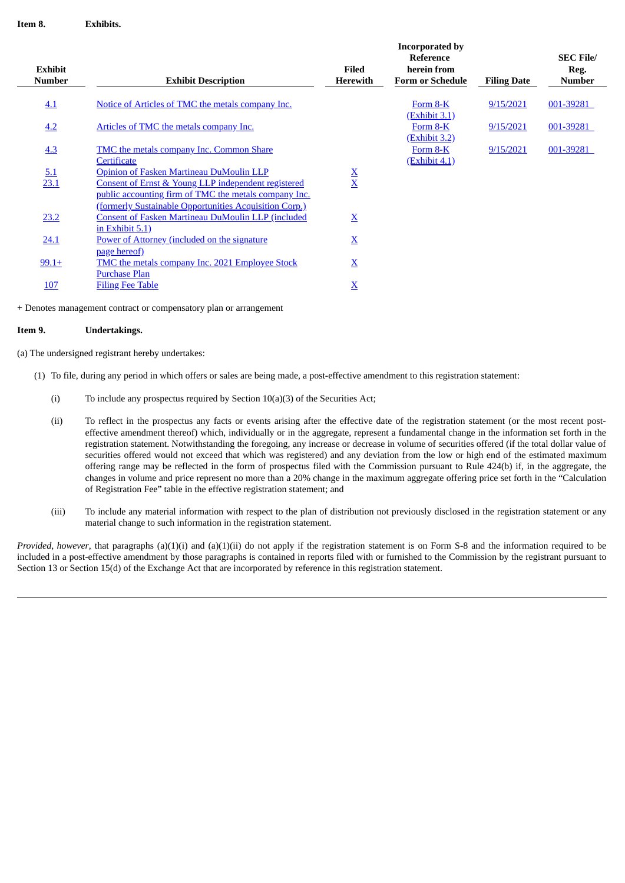**Item 8. Exhibits.**

| Exhibit Number | Exhibit Description | Filed Herewith | Incorporated by Reference herein from Form or Schedule | Filing Date | SEC File/ Reg. Number |
|---|---|---|---|---|---|
| 4.1 | Notice of Articles of TMC the metals company Inc. | | Form 8-K (Exhibit 3.1) | 9/15/2021 | 001-39281 |
| 4.2 | Articles of TMC the metals company Inc. | | Form 8-K (Exhibit 3.2) | 9/15/2021 | 001-39281 |
| 4.3 | TMC the metals company Inc. Common Share Certificate | | Form 8-K (Exhibit 4.1) | 9/15/2021 | 001-39281 |
| 5.1 | Opinion of Fasken Martineau DuMoulin LLP | X | | | |
| 23.1 | Consent of Ernst & Young LLP independent registered public accounting firm of TMC the metals company Inc. (formerly Sustainable Opportunities Acquisition Corp.) | X | | | |
| 23.2 | Consent of Fasken Martineau DuMoulin LLP (included in Exhibit 5.1) | X | | | |
| 24.1 | Power of Attorney (included on the signature page hereof) | X | | | |
| 99.1+ | TMC the metals company Inc. 2021 Employee Stock Purchase Plan | X | | | |
| 107 | Filing Fee Table | X | | | |

+ Denotes management contract or compensatory plan or arrangement

**Item 9. Undertakings.**

(a) The undersigned registrant hereby undertakes:

(1) To file, during any period in which offers or sales are being made, a post-effective amendment to this registration statement:

(i) To include any prospectus required by Section 10(a)(3) of the Securities Act;

(ii) To reflect in the prospectus any facts or events arising after the effective date of the registration statement (or the most recent post-effective amendment thereof) which, individually or in the aggregate, represent a fundamental change in the information set forth in the registration statement. Notwithstanding the foregoing, any increase or decrease in volume of securities offered (if the total dollar value of securities offered would not exceed that which was registered) and any deviation from the low or high end of the estimated maximum offering range may be reflected in the form of prospectus filed with the Commission pursuant to Rule 424(b) if, in the aggregate, the changes in volume and price represent no more than a 20% change in the maximum aggregate offering price set forth in the "Calculation of Registration Fee" table in the effective registration statement; and

(iii) To include any material information with respect to the plan of distribution not previously disclosed in the registration statement or any material change to such information in the registration statement.

*Provided*, *however*, that paragraphs (a)(1)(i) and (a)(1)(ii) do not apply if the registration statement is on Form S-8 and the information required to be included in a post-effective amendment by those paragraphs is contained in reports filed with or furnished to the Commission by the registrant pursuant to Section 13 or Section 15(d) of the Exchange Act that are incorporated by reference in this registration statement.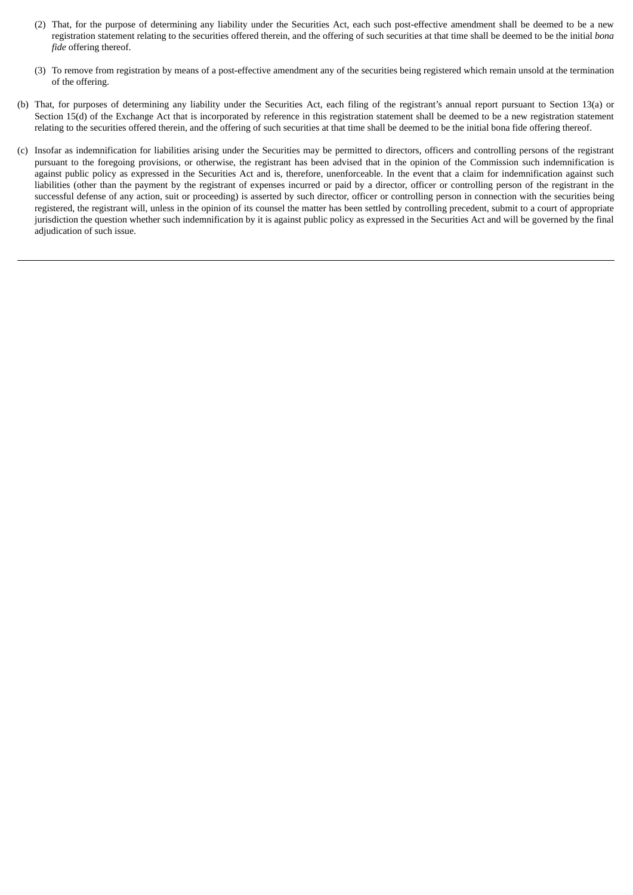(2) That, for the purpose of determining any liability under the Securities Act, each such post-effective amendment shall be deemed to be a new registration statement relating to the securities offered therein, and the offering of such securities at that time shall be deemed to be the initial *bona fide* offering thereof.

(3) To remove from registration by means of a post-effective amendment any of the securities being registered which remain unsold at the termination of the offering.

(b) That, for purposes of determining any liability under the Securities Act, each filing of the registrant's annual report pursuant to Section 13(a) or Section 15(d) of the Exchange Act that is incorporated by reference in this registration statement shall be deemed to be a new registration statement relating to the securities offered therein, and the offering of such securities at that time shall be deemed to be the initial bona fide offering thereof.

(c) Insofar as indemnification for liabilities arising under the Securities may be permitted to directors, officers and controlling persons of the registrant pursuant to the foregoing provisions, or otherwise, the registrant has been advised that in the opinion of the Commission such indemnification is against public policy as expressed in the Securities Act and is, therefore, unenforceable. In the event that a claim for indemnification against such liabilities (other than the payment by the registrant of expenses incurred or paid by a director, officer or controlling person of the registrant in the successful defense of any action, suit or proceeding) is asserted by such director, officer or controlling person in connection with the securities being registered, the registrant will, unless in the opinion of its counsel the matter has been settled by controlling precedent, submit to a court of appropriate jurisdiction the question whether such indemnification by it is against public policy as expressed in the Securities Act and will be governed by the final adjudication of such issue.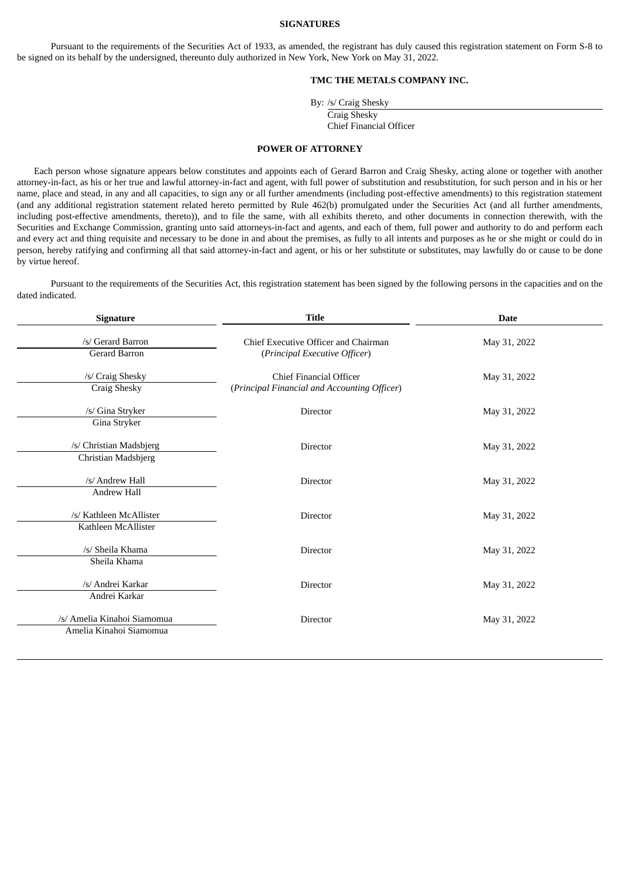## SIGNATURES

Pursuant to the requirements of the Securities Act of 1933, as amended, the registrant has duly caused this registration statement on Form S-8 to be signed on its behalf by the undersigned, thereunto duly authorized in New York, New York on May 31, 2022.

**TMC THE METALS COMPANY INC.**

By: /s/ Craig Shesky
Craig Shesky
Chief Financial Officer

## POWER OF ATTORNEY

Each person whose signature appears below constitutes and appoints each of Gerard Barron and Craig Shesky, acting alone or together with another attorney-in-fact, as his or her true and lawful attorney-in-fact and agent, with full power of substitution and resubstitution, for such person and in his or her name, place and stead, in any and all capacities, to sign any or all further amendments (including post-effective amendments) to this registration statement (and any additional registration statement related hereto permitted by Rule 462(b) promulgated under the Securities Act (and all further amendments, including post-effective amendments, thereto)), and to file the same, with all exhibits thereto, and other documents in connection therewith, with the Securities and Exchange Commission, granting unto said attorneys-in-fact and agents, and each of them, full power and authority to do and perform each and every act and thing requisite and necessary to be done in and about the premises, as fully to all intents and purposes as he or she might or could do in person, hereby ratifying and confirming all that said attorney-in-fact and agent, or his or her substitute or substitutes, may lawfully do or cause to be done by virtue hereof.

Pursuant to the requirements of the Securities Act, this registration statement has been signed by the following persons in the capacities and on the dated indicated.

| Signature | Title | Date |
| --- | --- | --- |
| /s/ Gerard Barron<br>Gerard Barron | Chief Executive Officer and Chairman<br>(*Principal Executive Officer*) | May 31, 2022 |
| /s/ Craig Shesky<br>Craig Shesky | Chief Financial Officer<br>(*Principal Financial and Accounting Officer*) | May 31, 2022 |
| /s/ Gina Stryker<br>Gina Stryker | Director | May 31, 2022 |
| /s/ Christian Madsbjerg<br>Christian Madsbjerg | Director | May 31, 2022 |
| /s/ Andrew Hall<br>Andrew Hall | Director | May 31, 2022 |
| /s/ Kathleen McAllister<br>Kathleen McAllister | Director | May 31, 2022 |
| /s/ Sheila Khama<br>Sheila Khama | Director | May 31, 2022 |
| /s/ Andrei Karkar<br>Andrei Karkar | Director | May 31, 2022 |
| /s/ Amelia Kinahoi Siamomua<br>Amelia Kinahoi Siamomua | Director | May 31, 2022 |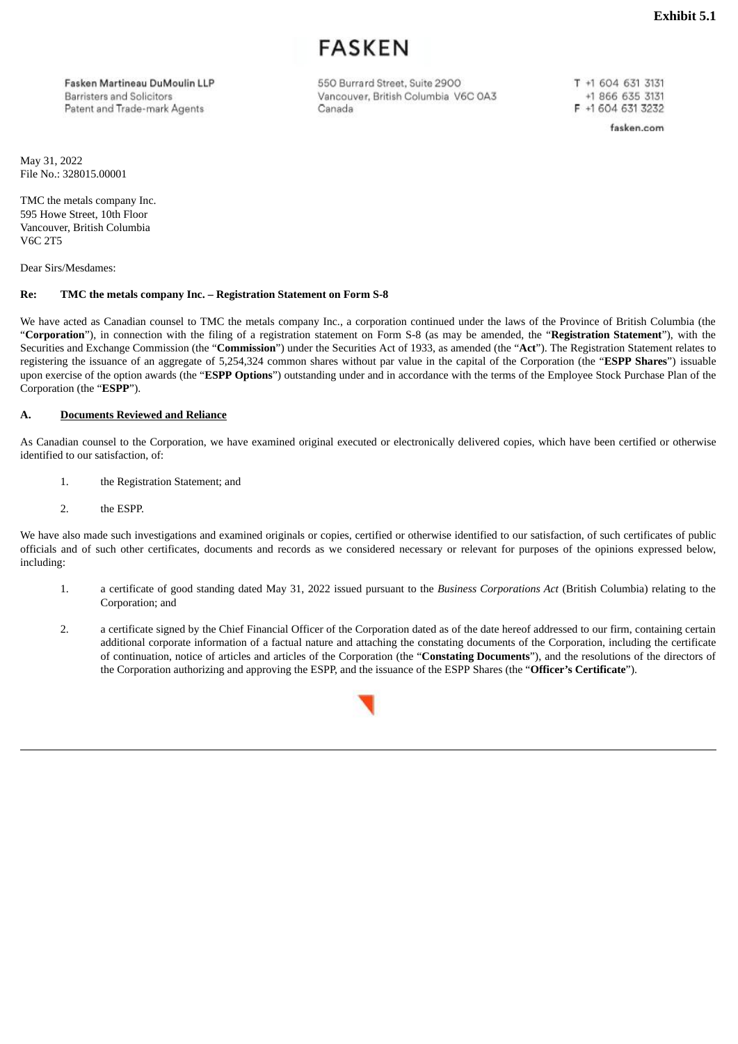**Exhibit 5.1**

FASKEN

Fasken Martineau DuMoulin LLP
Barristers and Solicitors
Patent and Trade-mark Agents

550 Burrard Street, Suite 2900
Vancouver, British Columbia V6C 0A3
Canada

T +1 604 631 3131
+1 866 635 3131
F +1 604 631 3232

fasken.com

May 31, 2022
File No.: 328015.00001

TMC the metals company Inc.
595 Howe Street, 10th Floor
Vancouver, British Columbia
V6C 2T5

Dear Sirs/Mesdames:

**Re: TMC the metals company Inc. – Registration Statement on Form S-8**

We have acted as Canadian counsel to TMC the metals company Inc., a corporation continued under the laws of the Province of British Columbia (the "**Corporation**"), in connection with the filing of a registration statement on Form S-8 (as may be amended, the "**Registration Statement**"), with the Securities and Exchange Commission (the "**Commission**") under the Securities Act of 1933, as amended (the "**Act**"). The Registration Statement relates to registering the issuance of an aggregate of 5,254,324 common shares without par value in the capital of the Corporation (the "**ESPP Shares**") issuable upon exercise of the option awards (the "**ESPP Options**") outstanding under and in accordance with the terms of the Employee Stock Purchase Plan of the Corporation (the "**ESPP**").

## A. Documents Reviewed and Reliance

As Canadian counsel to the Corporation, we have examined original executed or electronically delivered copies, which have been certified or otherwise identified to our satisfaction, of:

1. the Registration Statement; and
2. the ESPP.

We have also made such investigations and examined originals or copies, certified or otherwise identified to our satisfaction, of such certificates of public officials and of such other certificates, documents and records as we considered necessary or relevant for purposes of the opinions expressed below, including:

1. a certificate of good standing dated May 31, 2022 issued pursuant to the *Business Corporations Act* (British Columbia) relating to the Corporation; and
2. a certificate signed by the Chief Financial Officer of the Corporation dated as of the date hereof addressed to our firm, containing certain additional corporate information of a factual nature and attaching the constating documents of the Corporation, including the certificate of continuation, notice of articles and articles of the Corporation (the "**Constating Documents**"), and the resolutions of the directors of the Corporation authorizing and approving the ESPP, and the issuance of the ESPP Shares (the "**Officer's Certificate**").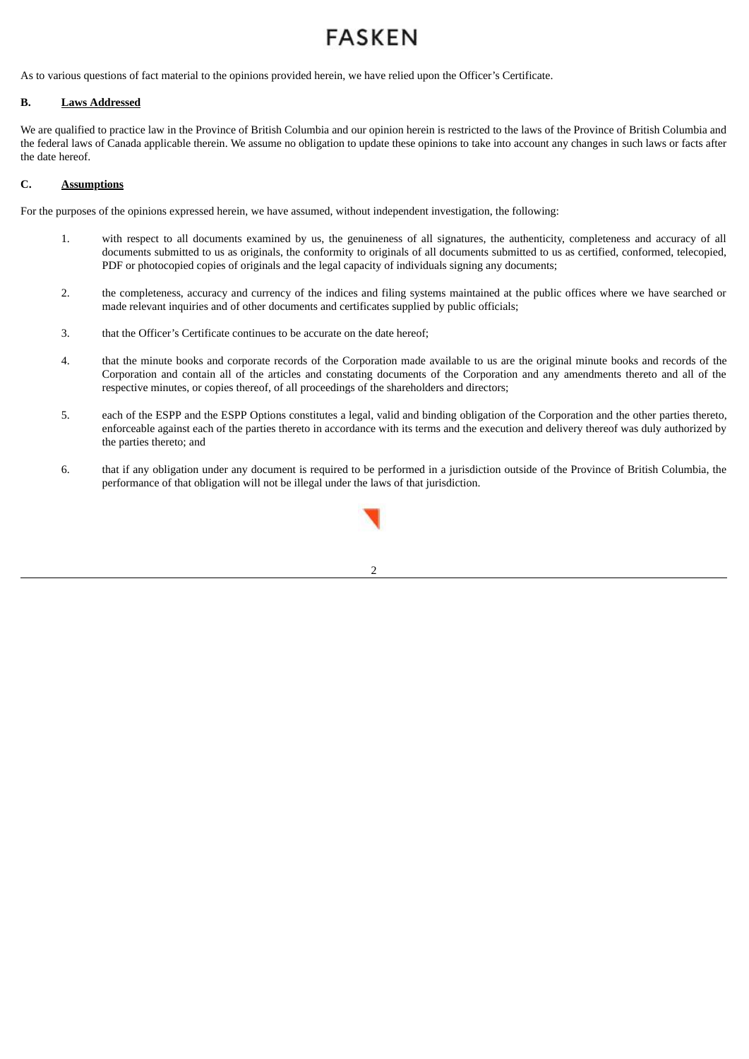As to various questions of fact material to the opinions provided herein, we have relied upon the Officer's Certificate.

**B. Laws Addressed**

We are qualified to practice law in the Province of British Columbia and our opinion herein is restricted to the laws of the Province of British Columbia and the federal laws of Canada applicable therein. We assume no obligation to update these opinions to take into account any changes in such laws or facts after the date hereof.

**C. Assumptions**

For the purposes of the opinions expressed herein, we have assumed, without independent investigation, the following:

1. with respect to all documents examined by us, the genuineness of all signatures, the authenticity, completeness and accuracy of all documents submitted to us as originals, the conformity to originals of all documents submitted to us as certified, conformed, telecopied, PDF or photocopied copies of originals and the legal capacity of individuals signing any documents;

2. the completeness, accuracy and currency of the indices and filing systems maintained at the public offices where we have searched or made relevant inquiries and of other documents and certificates supplied by public officials;

3. that the Officer's Certificate continues to be accurate on the date hereof;

4. that the minute books and corporate records of the Corporation made available to us are the original minute books and records of the Corporation and contain all of the articles and constating documents of the Corporation and any amendments thereto and all of the respective minutes, or copies thereof, of all proceedings of the shareholders and directors;

5. each of the ESPP and the ESPP Options constitutes a legal, valid and binding obligation of the Corporation and the other parties thereto, enforceable against each of the parties thereto in accordance with its terms and the execution and delivery thereof was duly authorized by the parties thereto; and

6. that if any obligation under any document is required to be performed in a jurisdiction outside of the Province of British Columbia, the performance of that obligation will not be illegal under the laws of that jurisdiction.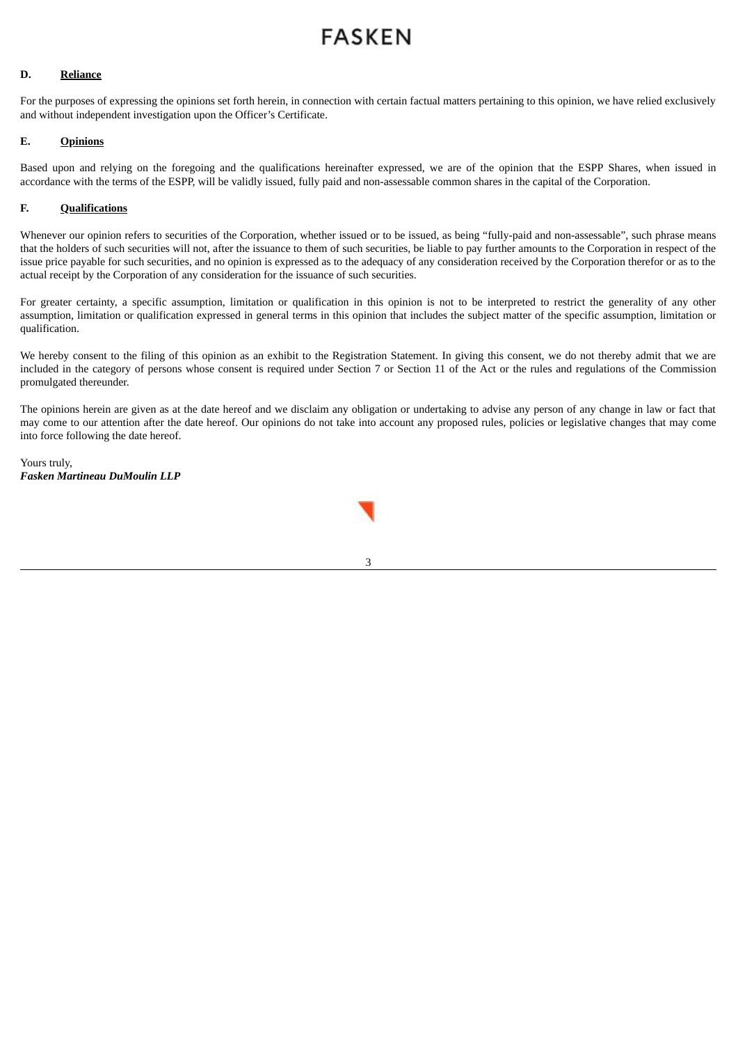### D. **Reliance**

For the purposes of expressing the opinions set forth herein, in connection with certain factual matters pertaining to this opinion, we have relied exclusively and without independent investigation upon the Officer's Certificate.

### E. **Opinions**

Based upon and relying on the foregoing and the qualifications hereinafter expressed, we are of the opinion that the ESPP Shares, when issued in accordance with the terms of the ESPP, will be validly issued, fully paid and non-assessable common shares in the capital of the Corporation.

### F. **Qualifications**

Whenever our opinion refers to securities of the Corporation, whether issued or to be issued, as being "fully-paid and non-assessable", such phrase means that the holders of such securities will not, after the issuance to them of such securities, be liable to pay further amounts to the Corporation in respect of the issue price payable for such securities, and no opinion is expressed as to the adequacy of any consideration received by the Corporation therefor or as to the actual receipt by the Corporation of any consideration for the issuance of such securities.

For greater certainty, a specific assumption, limitation or qualification in this opinion is not to be interpreted to restrict the generality of any other assumption, limitation or qualification expressed in general terms in this opinion that includes the subject matter of the specific assumption, limitation or qualification.

We hereby consent to the filing of this opinion as an exhibit to the Registration Statement. In giving this consent, we do not thereby admit that we are included in the category of persons whose consent is required under Section 7 or Section 11 of the Act or the rules and regulations of the Commission promulgated thereunder.

The opinions herein are given as at the date hereof and we disclaim any obligation or undertaking to advise any person of any change in law or fact that may come to our attention after the date hereof. Our opinions do not take into account any proposed rules, policies or legislative changes that may come into force following the date hereof.

Yours truly,
***Fasken Martineau DuMoulin LLP***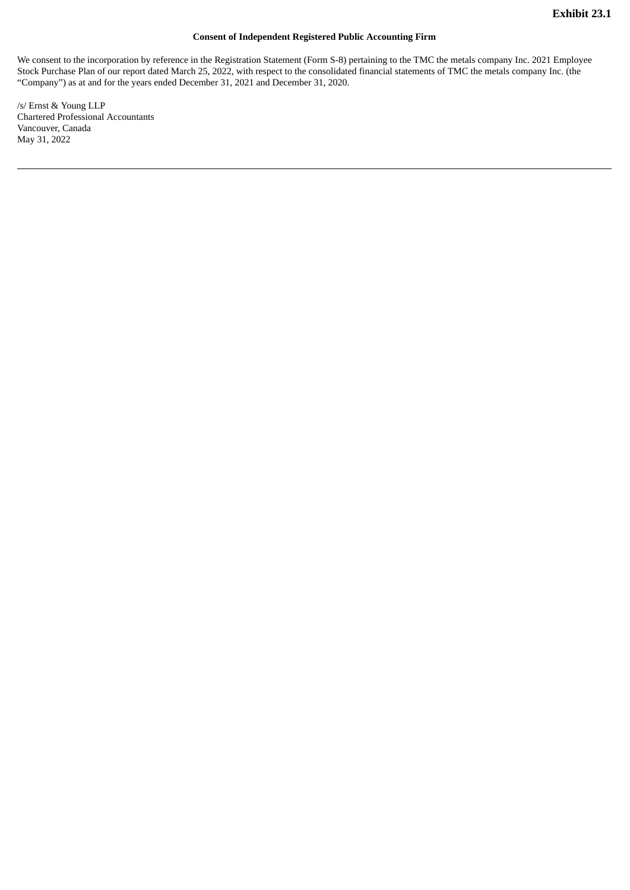**Exhibit 23.1**

**Consent of Independent Registered Public Accounting Firm**

We consent to the incorporation by reference in the Registration Statement (Form S-8) pertaining to the TMC the metals company Inc. 2021 Employee Stock Purchase Plan of our report dated March 25, 2022, with respect to the consolidated financial statements of TMC the metals company Inc. (the "Company") as at and for the years ended December 31, 2021 and December 31, 2020.

/s/ Ernst & Young LLP
Chartered Professional Accountants
Vancouver, Canada
May 31, 2022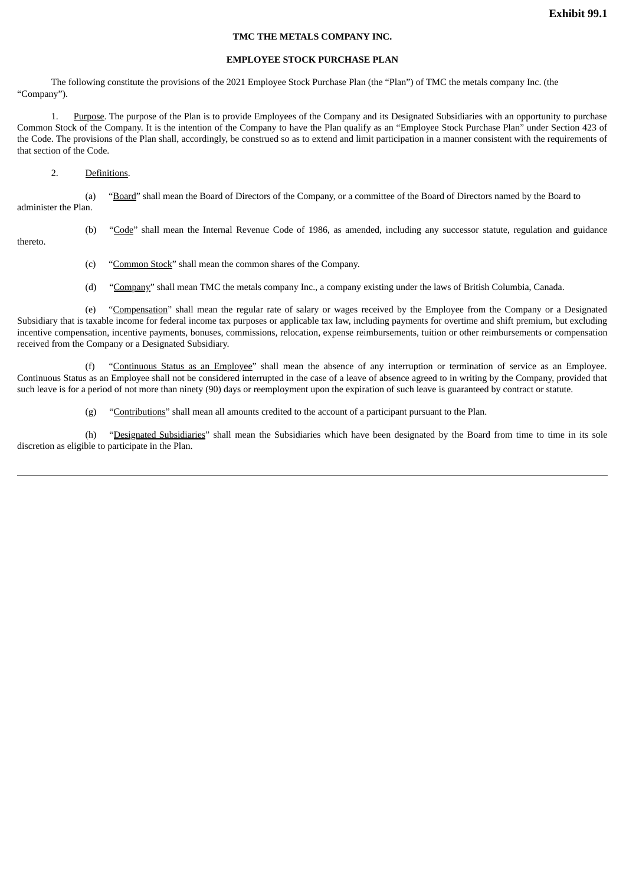**Exhibit 99.1**

**TMC THE METALS COMPANY INC.**

**EMPLOYEE STOCK PURCHASE PLAN**

The following constitute the provisions of the 2021 Employee Stock Purchase Plan (the "Plan") of TMC the metals company Inc. (the "Company").

1. Purpose. The purpose of the Plan is to provide Employees of the Company and its Designated Subsidiaries with an opportunity to purchase Common Stock of the Company. It is the intention of the Company to have the Plan qualify as an "Employee Stock Purchase Plan" under Section 423 of the Code. The provisions of the Plan shall, accordingly, be construed so as to extend and limit participation in a manner consistent with the requirements of that section of the Code.

2. Definitions.

(a) "Board" shall mean the Board of Directors of the Company, or a committee of the Board of Directors named by the Board to administer the Plan.

(b) "Code" shall mean the Internal Revenue Code of 1986, as amended, including any successor statute, regulation and guidance thereto.

(c) "Common Stock" shall mean the common shares of the Company.

(d) "Company" shall mean TMC the metals company Inc., a company existing under the laws of British Columbia, Canada.

(e) "Compensation" shall mean the regular rate of salary or wages received by the Employee from the Company or a Designated Subsidiary that is taxable income for federal income tax purposes or applicable tax law, including payments for overtime and shift premium, but excluding incentive compensation, incentive payments, bonuses, commissions, relocation, expense reimbursements, tuition or other reimbursements or compensation received from the Company or a Designated Subsidiary.

(f) "Continuous Status as an Employee" shall mean the absence of any interruption or termination of service as an Employee. Continuous Status as an Employee shall not be considered interrupted in the case of a leave of absence agreed to in writing by the Company, provided that such leave is for a period of not more than ninety (90) days or reemployment upon the expiration of such leave is guaranteed by contract or statute.

(g) "Contributions" shall mean all amounts credited to the account of a participant pursuant to the Plan.

(h) "Designated Subsidiaries" shall mean the Subsidiaries which have been designated by the Board from time to time in its sole discretion as eligible to participate in the Plan.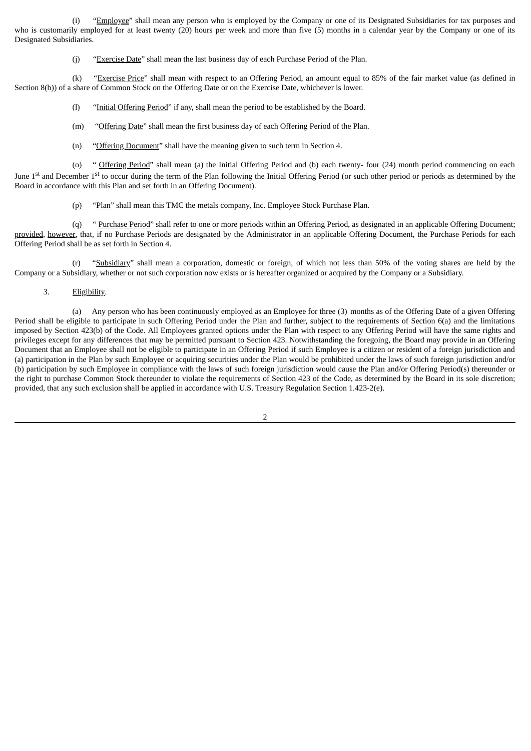(i) "Employee" shall mean any person who is employed by the Company or one of its Designated Subsidiaries for tax purposes and who is customarily employed for at least twenty (20) hours per week and more than five (5) months in a calendar year by the Company or one of its Designated Subsidiaries.

(j) "Exercise Date" shall mean the last business day of each Purchase Period of the Plan.

(k) "Exercise Price" shall mean with respect to an Offering Period, an amount equal to 85% of the fair market value (as defined in Section 8(b)) of a share of Common Stock on the Offering Date or on the Exercise Date, whichever is lower.

(l) "Initial Offering Period" if any, shall mean the period to be established by the Board.

(m) "Offering Date" shall mean the first business day of each Offering Period of the Plan.

(n) "Offering Document" shall have the meaning given to such term in Section 4.

(o) " Offering Period" shall mean (a) the Initial Offering Period and (b) each twenty- four (24) month period commencing on each June 1st and December 1st to occur during the term of the Plan following the Initial Offering Period (or such other period or periods as determined by the Board in accordance with this Plan and set forth in an Offering Document).

(p) "Plan" shall mean this TMC the metals company, Inc. Employee Stock Purchase Plan.

(q) " Purchase Period" shall refer to one or more periods within an Offering Period, as designated in an applicable Offering Document; provided, however, that, if no Purchase Periods are designated by the Administrator in an applicable Offering Document, the Purchase Periods for each Offering Period shall be as set forth in Section 4.

(r) "Subsidiary" shall mean a corporation, domestic or foreign, of which not less than 50% of the voting shares are held by the Company or a Subsidiary, whether or not such corporation now exists or is hereafter organized or acquired by the Company or a Subsidiary.

3. Eligibility.

(a) Any person who has been continuously employed as an Employee for three (3) months as of the Offering Date of a given Offering Period shall be eligible to participate in such Offering Period under the Plan and further, subject to the requirements of Section 6(a) and the limitations imposed by Section 423(b) of the Code. All Employees granted options under the Plan with respect to any Offering Period will have the same rights and privileges except for any differences that may be permitted pursuant to Section 423. Notwithstanding the foregoing, the Board may provide in an Offering Document that an Employee shall not be eligible to participate in an Offering Period if such Employee is a citizen or resident of a foreign jurisdiction and (a) participation in the Plan by such Employee or acquiring securities under the Plan would be prohibited under the laws of such foreign jurisdiction and/or (b) participation by such Employee in compliance with the laws of such foreign jurisdiction would cause the Plan and/or Offering Period(s) thereunder or the right to purchase Common Stock thereunder to violate the requirements of Section 423 of the Code, as determined by the Board in its sole discretion; provided, that any such exclusion shall be applied in accordance with U.S. Treasury Regulation Section 1.423-2(e).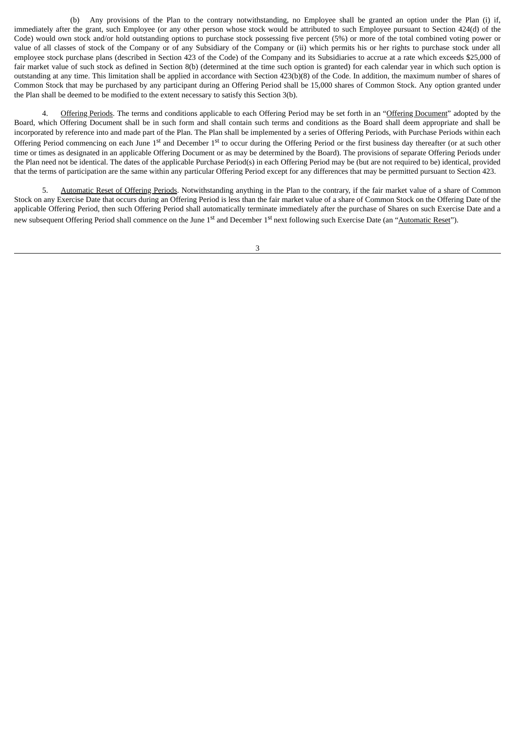(b) Any provisions of the Plan to the contrary notwithstanding, no Employee shall be granted an option under the Plan (i) if, immediately after the grant, such Employee (or any other person whose stock would be attributed to such Employee pursuant to Section 424(d) of the Code) would own stock and/or hold outstanding options to purchase stock possessing five percent (5%) or more of the total combined voting power or value of all classes of stock of the Company or of any Subsidiary of the Company or (ii) which permits his or her rights to purchase stock under all employee stock purchase plans (described in Section 423 of the Code) of the Company and its Subsidiaries to accrue at a rate which exceeds $25,000 of fair market value of such stock as defined in Section 8(b) (determined at the time such option is granted) for each calendar year in which such option is outstanding at any time. This limitation shall be applied in accordance with Section 423(b)(8) of the Code. In addition, the maximum number of shares of Common Stock that may be purchased by any participant during an Offering Period shall be 15,000 shares of Common Stock. Any option granted under the Plan shall be deemed to be modified to the extent necessary to satisfy this Section 3(b).

4. Offering Periods. The terms and conditions applicable to each Offering Period may be set forth in an "Offering Document" adopted by the Board, which Offering Document shall be in such form and shall contain such terms and conditions as the Board shall deem appropriate and shall be incorporated by reference into and made part of the Plan. The Plan shall be implemented by a series of Offering Periods, with Purchase Periods within each Offering Period commencing on each June 1st and December 1st to occur during the Offering Period or the first business day thereafter (or at such other time or times as designated in an applicable Offering Document or as may be determined by the Board). The provisions of separate Offering Periods under the Plan need not be identical. The dates of the applicable Purchase Period(s) in each Offering Period may be (but are not required to be) identical, provided that the terms of participation are the same within any particular Offering Period except for any differences that may be permitted pursuant to Section 423.

5. Automatic Reset of Offering Periods. Notwithstanding anything in the Plan to the contrary, if the fair market value of a share of Common Stock on any Exercise Date that occurs during an Offering Period is less than the fair market value of a share of Common Stock on the Offering Date of the applicable Offering Period, then such Offering Period shall automatically terminate immediately after the purchase of Shares on such Exercise Date and a new subsequent Offering Period shall commence on the June 1st and December 1st next following such Exercise Date (an "Automatic Reset").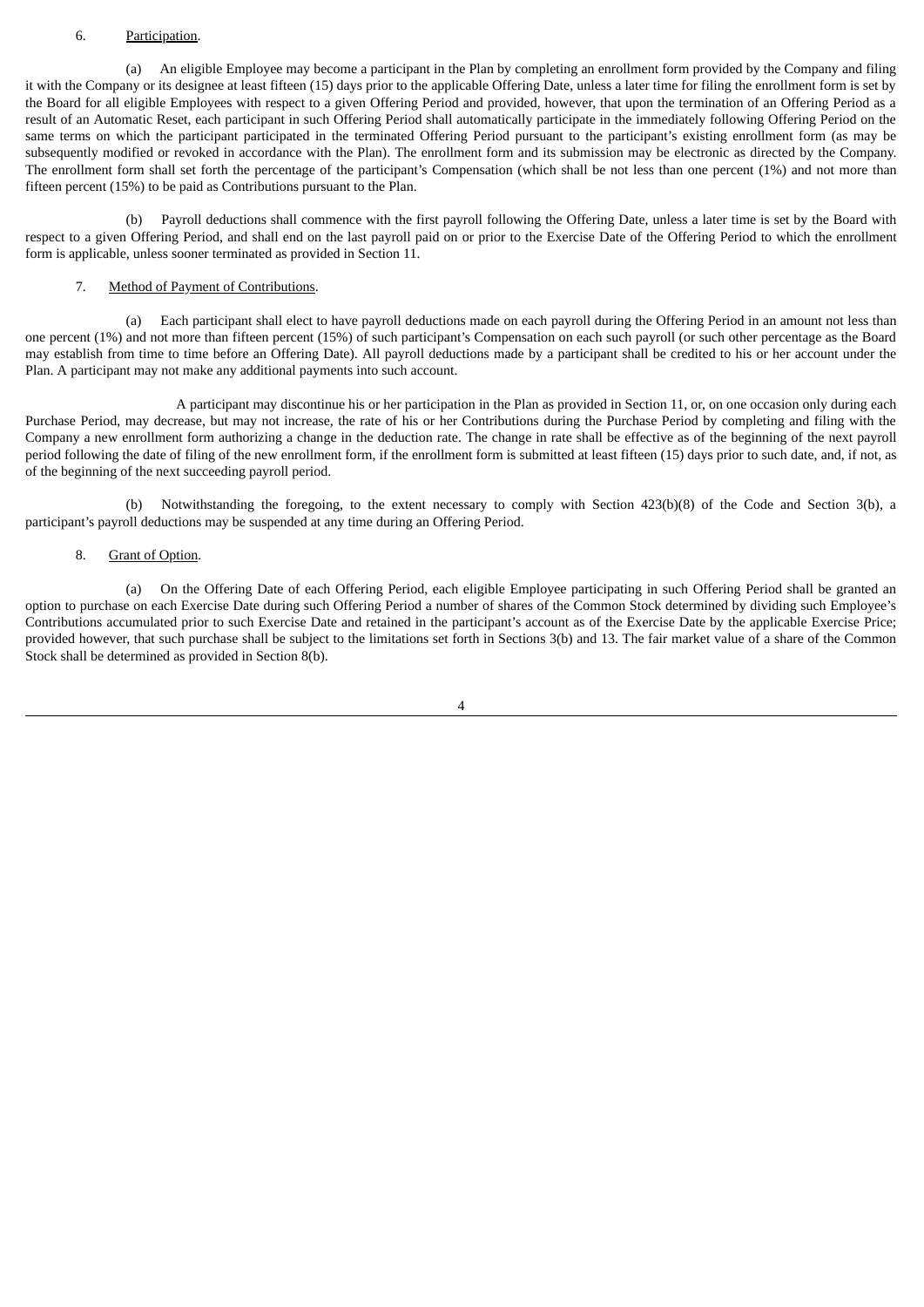6. Participation.

(a) An eligible Employee may become a participant in the Plan by completing an enrollment form provided by the Company and filing it with the Company or its designee at least fifteen (15) days prior to the applicable Offering Date, unless a later time for filing the enrollment form is set by the Board for all eligible Employees with respect to a given Offering Period and provided, however, that upon the termination of an Offering Period as a result of an Automatic Reset, each participant in such Offering Period shall automatically participate in the immediately following Offering Period on the same terms on which the participant participated in the terminated Offering Period pursuant to the participant's existing enrollment form (as may be subsequently modified or revoked in accordance with the Plan). The enrollment form and its submission may be electronic as directed by the Company. The enrollment form shall set forth the percentage of the participant's Compensation (which shall be not less than one percent (1%) and not more than fifteen percent (15%) to be paid as Contributions pursuant to the Plan.

(b) Payroll deductions shall commence with the first payroll following the Offering Date, unless a later time is set by the Board with respect to a given Offering Period, and shall end on the last payroll paid on or prior to the Exercise Date of the Offering Period to which the enrollment form is applicable, unless sooner terminated as provided in Section 11.

7. Method of Payment of Contributions.

(a) Each participant shall elect to have payroll deductions made on each payroll during the Offering Period in an amount not less than one percent (1%) and not more than fifteen percent (15%) of such participant's Compensation on each such payroll (or such other percentage as the Board may establish from time to time before an Offering Date). All payroll deductions made by a participant shall be credited to his or her account under the Plan. A participant may not make any additional payments into such account.

A participant may discontinue his or her participation in the Plan as provided in Section 11, or, on one occasion only during each Purchase Period, may decrease, but may not increase, the rate of his or her Contributions during the Purchase Period by completing and filing with the Company a new enrollment form authorizing a change in the deduction rate. The change in rate shall be effective as of the beginning of the next payroll period following the date of filing of the new enrollment form, if the enrollment form is submitted at least fifteen (15) days prior to such date, and, if not, as of the beginning of the next succeeding payroll period.

(b) Notwithstanding the foregoing, to the extent necessary to comply with Section 423(b)(8) of the Code and Section 3(b), a participant's payroll deductions may be suspended at any time during an Offering Period.

8. Grant of Option.

(a) On the Offering Date of each Offering Period, each eligible Employee participating in such Offering Period shall be granted an option to purchase on each Exercise Date during such Offering Period a number of shares of the Common Stock determined by dividing such Employee's Contributions accumulated prior to such Exercise Date and retained in the participant's account as of the Exercise Date by the applicable Exercise Price; provided however, that such purchase shall be subject to the limitations set forth in Sections 3(b) and 13. The fair market value of a share of the Common Stock shall be determined as provided in Section 8(b).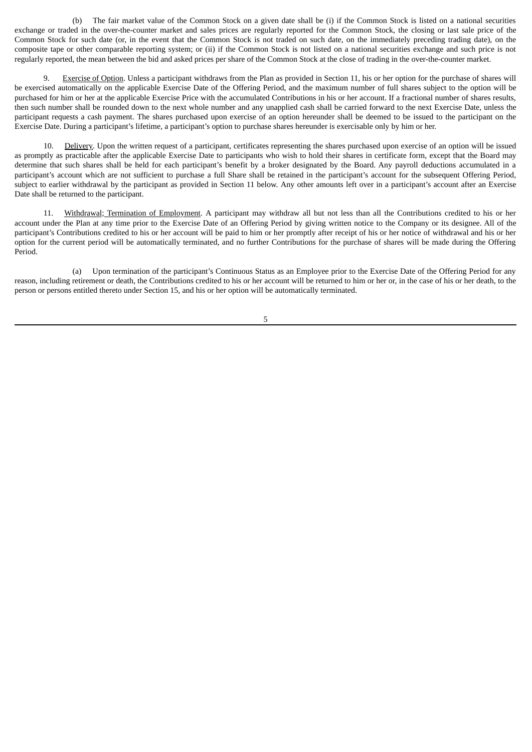(b) The fair market value of the Common Stock on a given date shall be (i) if the Common Stock is listed on a national securities exchange or traded in the over-the-counter market and sales prices are regularly reported for the Common Stock, the closing or last sale price of the Common Stock for such date (or, in the event that the Common Stock is not traded on such date, on the immediately preceding trading date), on the composite tape or other comparable reporting system; or (ii) if the Common Stock is not listed on a national securities exchange and such price is not regularly reported, the mean between the bid and asked prices per share of the Common Stock at the close of trading in the over-the-counter market.

9. Exercise of Option. Unless a participant withdraws from the Plan as provided in Section 11, his or her option for the purchase of shares will be exercised automatically on the applicable Exercise Date of the Offering Period, and the maximum number of full shares subject to the option will be purchased for him or her at the applicable Exercise Price with the accumulated Contributions in his or her account. If a fractional number of shares results, then such number shall be rounded down to the next whole number and any unapplied cash shall be carried forward to the next Exercise Date, unless the participant requests a cash payment. The shares purchased upon exercise of an option hereunder shall be deemed to be issued to the participant on the Exercise Date. During a participant's lifetime, a participant's option to purchase shares hereunder is exercisable only by him or her.

10. Delivery. Upon the written request of a participant, certificates representing the shares purchased upon exercise of an option will be issued as promptly as practicable after the applicable Exercise Date to participants who wish to hold their shares in certificate form, except that the Board may determine that such shares shall be held for each participant's benefit by a broker designated by the Board. Any payroll deductions accumulated in a participant's account which are not sufficient to purchase a full Share shall be retained in the participant's account for the subsequent Offering Period, subject to earlier withdrawal by the participant as provided in Section 11 below. Any other amounts left over in a participant's account after an Exercise Date shall be returned to the participant.

11. Withdrawal; Termination of Employment. A participant may withdraw all but not less than all the Contributions credited to his or her account under the Plan at any time prior to the Exercise Date of an Offering Period by giving written notice to the Company or its designee. All of the participant's Contributions credited to his or her account will be paid to him or her promptly after receipt of his or her notice of withdrawal and his or her option for the current period will be automatically terminated, and no further Contributions for the purchase of shares will be made during the Offering Period.

(a) Upon termination of the participant's Continuous Status as an Employee prior to the Exercise Date of the Offering Period for any reason, including retirement or death, the Contributions credited to his or her account will be returned to him or her or, in the case of his or her death, to the person or persons entitled thereto under Section 15, and his or her option will be automatically terminated.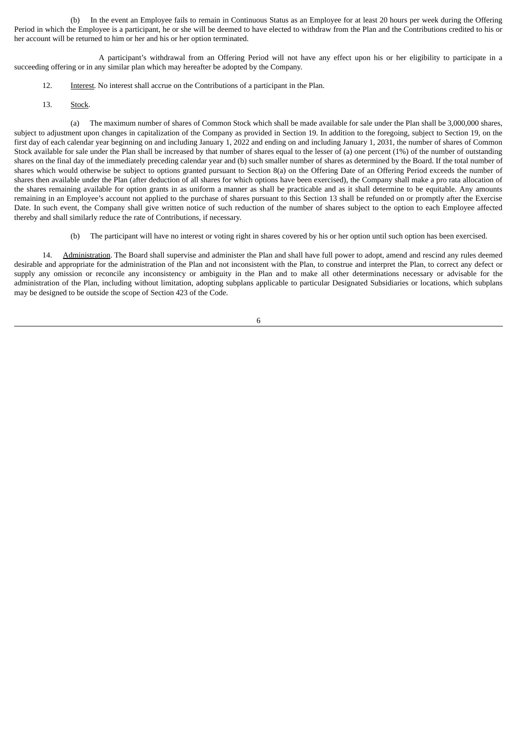(b) In the event an Employee fails to remain in Continuous Status as an Employee for at least 20 hours per week during the Offering Period in which the Employee is a participant, he or she will be deemed to have elected to withdraw from the Plan and the Contributions credited to his or her account will be returned to him or her and his or her option terminated.

A participant's withdrawal from an Offering Period will not have any effect upon his or her eligibility to participate in a succeeding offering or in any similar plan which may hereafter be adopted by the Company.

12. Interest. No interest shall accrue on the Contributions of a participant in the Plan.

13. Stock.

(a) The maximum number of shares of Common Stock which shall be made available for sale under the Plan shall be 3,000,000 shares, subject to adjustment upon changes in capitalization of the Company as provided in Section 19. In addition to the foregoing, subject to Section 19, on the first day of each calendar year beginning on and including January 1, 2022 and ending on and including January 1, 2031, the number of shares of Common Stock available for sale under the Plan shall be increased by that number of shares equal to the lesser of (a) one percent (1%) of the number of outstanding shares on the final day of the immediately preceding calendar year and (b) such smaller number of shares as determined by the Board. If the total number of shares which would otherwise be subject to options granted pursuant to Section 8(a) on the Offering Date of an Offering Period exceeds the number of shares then available under the Plan (after deduction of all shares for which options have been exercised), the Company shall make a pro rata allocation of the shares remaining available for option grants in as uniform a manner as shall be practicable and as it shall determine to be equitable. Any amounts remaining in an Employee's account not applied to the purchase of shares pursuant to this Section 13 shall be refunded on or promptly after the Exercise Date. In such event, the Company shall give written notice of such reduction of the number of shares subject to the option to each Employee affected thereby and shall similarly reduce the rate of Contributions, if necessary.

(b) The participant will have no interest or voting right in shares covered by his or her option until such option has been exercised.

14. Administration. The Board shall supervise and administer the Plan and shall have full power to adopt, amend and rescind any rules deemed desirable and appropriate for the administration of the Plan and not inconsistent with the Plan, to construe and interpret the Plan, to correct any defect or supply any omission or reconcile any inconsistency or ambiguity in the Plan and to make all other determinations necessary or advisable for the administration of the Plan, including without limitation, adopting subplans applicable to particular Designated Subsidiaries or locations, which subplans may be designed to be outside the scope of Section 423 of the Code.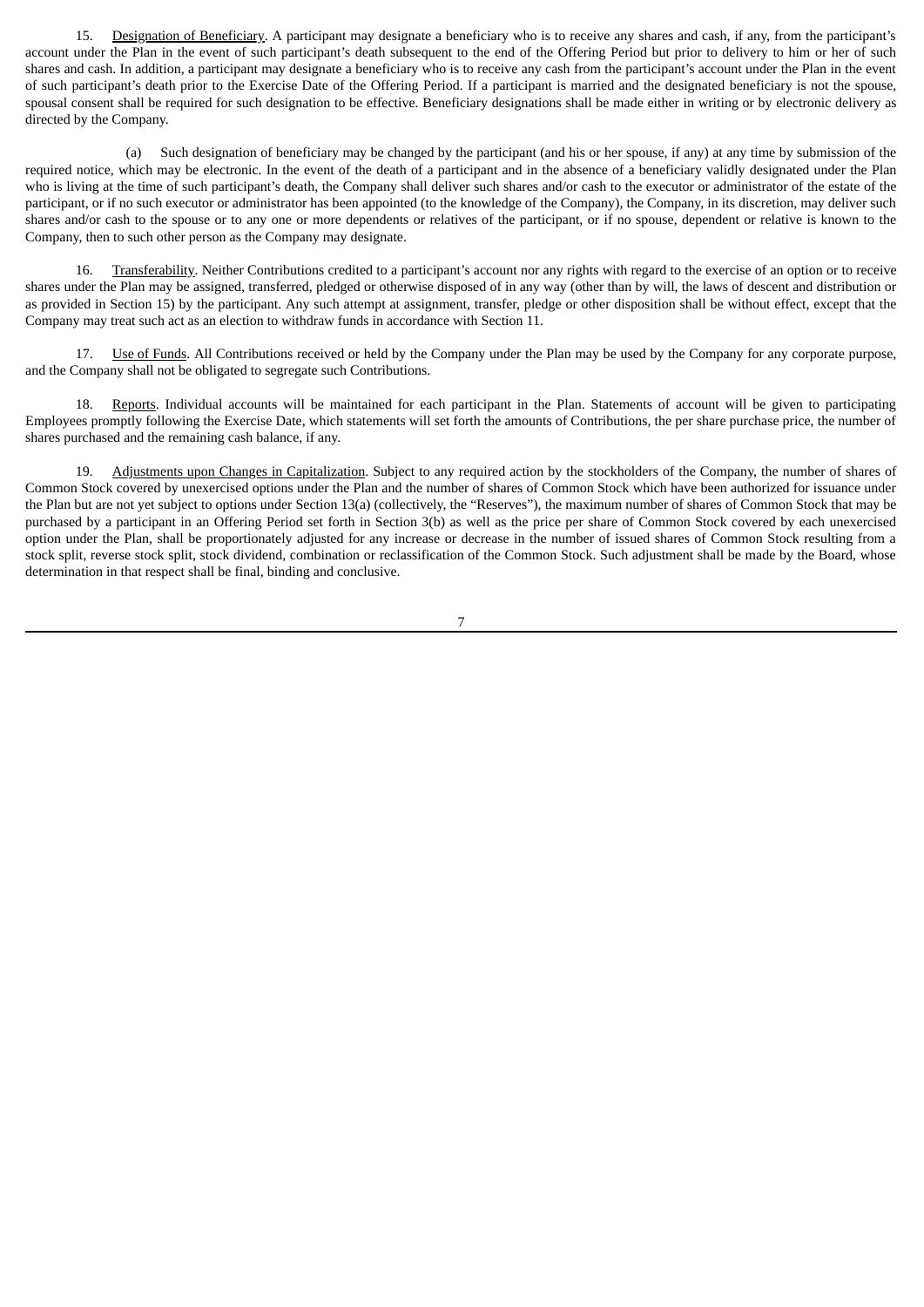15. Designation of Beneficiary. A participant may designate a beneficiary who is to receive any shares and cash, if any, from the participant's account under the Plan in the event of such participant's death subsequent to the end of the Offering Period but prior to delivery to him or her of such shares and cash. In addition, a participant may designate a beneficiary who is to receive any cash from the participant's account under the Plan in the event of such participant's death prior to the Exercise Date of the Offering Period. If a participant is married and the designated beneficiary is not the spouse, spousal consent shall be required for such designation to be effective. Beneficiary designations shall be made either in writing or by electronic delivery as directed by the Company.

(a) Such designation of beneficiary may be changed by the participant (and his or her spouse, if any) at any time by submission of the required notice, which may be electronic. In the event of the death of a participant and in the absence of a beneficiary validly designated under the Plan who is living at the time of such participant's death, the Company shall deliver such shares and/or cash to the executor or administrator of the estate of the participant, or if no such executor or administrator has been appointed (to the knowledge of the Company), the Company, in its discretion, may deliver such shares and/or cash to the spouse or to any one or more dependents or relatives of the participant, or if no spouse, dependent or relative is known to the Company, then to such other person as the Company may designate.

16. Transferability. Neither Contributions credited to a participant's account nor any rights with regard to the exercise of an option or to receive shares under the Plan may be assigned, transferred, pledged or otherwise disposed of in any way (other than by will, the laws of descent and distribution or as provided in Section 15) by the participant. Any such attempt at assignment, transfer, pledge or other disposition shall be without effect, except that the Company may treat such act as an election to withdraw funds in accordance with Section 11.

17. Use of Funds. All Contributions received or held by the Company under the Plan may be used by the Company for any corporate purpose, and the Company shall not be obligated to segregate such Contributions.

18. Reports. Individual accounts will be maintained for each participant in the Plan. Statements of account will be given to participating Employees promptly following the Exercise Date, which statements will set forth the amounts of Contributions, the per share purchase price, the number of shares purchased and the remaining cash balance, if any.

19. Adjustments upon Changes in Capitalization. Subject to any required action by the stockholders of the Company, the number of shares of Common Stock covered by unexercised options under the Plan and the number of shares of Common Stock which have been authorized for issuance under the Plan but are not yet subject to options under Section 13(a) (collectively, the "Reserves"), the maximum number of shares of Common Stock that may be purchased by a participant in an Offering Period set forth in Section 3(b) as well as the price per share of Common Stock covered by each unexercised option under the Plan, shall be proportionately adjusted for any increase or decrease in the number of issued shares of Common Stock resulting from a stock split, reverse stock split, stock dividend, combination or reclassification of the Common Stock. Such adjustment shall be made by the Board, whose determination in that respect shall be final, binding and conclusive.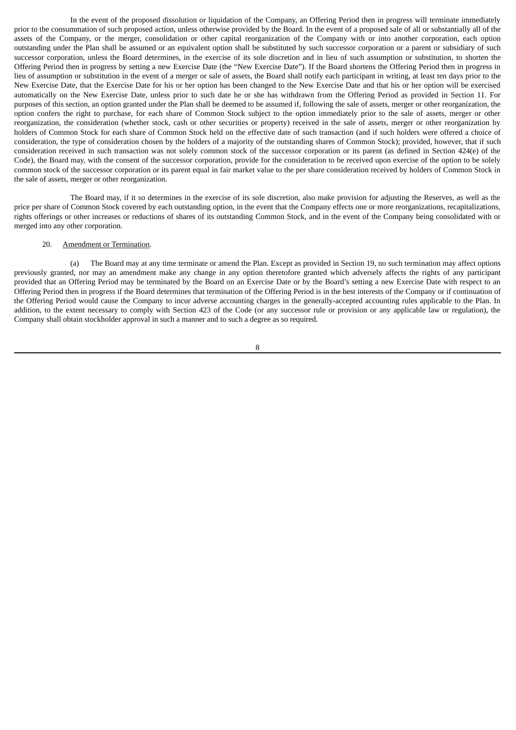In the event of the proposed dissolution or liquidation of the Company, an Offering Period then in progress will terminate immediately prior to the consummation of such proposed action, unless otherwise provided by the Board. In the event of a proposed sale of all or substantially all of the assets of the Company, or the merger, consolidation or other capital reorganization of the Company with or into another corporation, each option outstanding under the Plan shall be assumed or an equivalent option shall be substituted by such successor corporation or a parent or subsidiary of such successor corporation, unless the Board determines, in the exercise of its sole discretion and in lieu of such assumption or substitution, to shorten the Offering Period then in progress by setting a new Exercise Date (the "New Exercise Date"). If the Board shortens the Offering Period then in progress in lieu of assumption or substitution in the event of a merger or sale of assets, the Board shall notify each participant in writing, at least ten days prior to the New Exercise Date, that the Exercise Date for his or her option has been changed to the New Exercise Date and that his or her option will be exercised automatically on the New Exercise Date, unless prior to such date he or she has withdrawn from the Offering Period as provided in Section 11. For purposes of this section, an option granted under the Plan shall be deemed to be assumed if, following the sale of assets, merger or other reorganization, the option confers the right to purchase, for each share of Common Stock subject to the option immediately prior to the sale of assets, merger or other reorganization, the consideration (whether stock, cash or other securities or property) received in the sale of assets, merger or other reorganization by holders of Common Stock for each share of Common Stock held on the effective date of such transaction (and if such holders were offered a choice of consideration, the type of consideration chosen by the holders of a majority of the outstanding shares of Common Stock); provided, however, that if such consideration received in such transaction was not solely common stock of the successor corporation or its parent (as defined in Section 424(e) of the Code), the Board may, with the consent of the successor corporation, provide for the consideration to be received upon exercise of the option to be solely common stock of the successor corporation or its parent equal in fair market value to the per share consideration received by holders of Common Stock in the sale of assets, merger or other reorganization.

The Board may, if it so determines in the exercise of its sole discretion, also make provision for adjusting the Reserves, as well as the price per share of Common Stock covered by each outstanding option, in the event that the Company effects one or more reorganizations, recapitalizations, rights offerings or other increases or reductions of shares of its outstanding Common Stock, and in the event of the Company being consolidated with or merged into any other corporation.

20. Amendment or Termination.

(a) The Board may at any time terminate or amend the Plan. Except as provided in Section 19, no such termination may affect options previously granted, nor may an amendment make any change in any option theretofore granted which adversely affects the rights of any participant provided that an Offering Period may be terminated by the Board on an Exercise Date or by the Board's setting a new Exercise Date with respect to an Offering Period then in progress if the Board determines that termination of the Offering Period is in the best interests of the Company or if continuation of the Offering Period would cause the Company to incur adverse accounting charges in the generally-accepted accounting rules applicable to the Plan. In addition, to the extent necessary to comply with Section 423 of the Code (or any successor rule or provision or any applicable law or regulation), the Company shall obtain stockholder approval in such a manner and to such a degree as so required.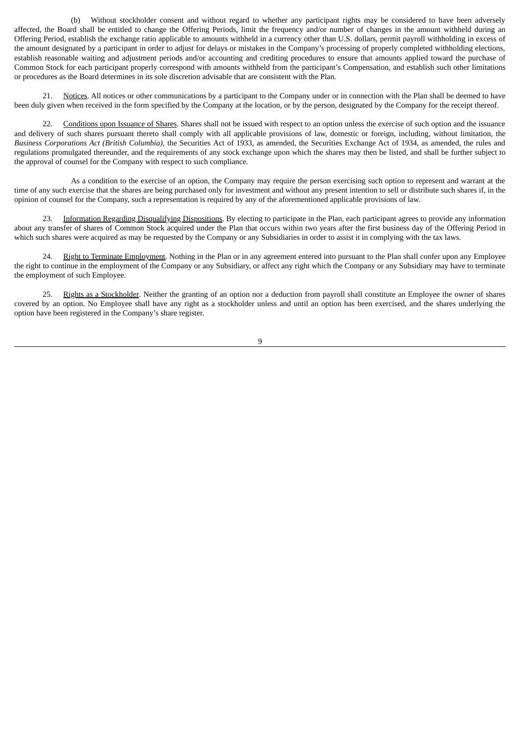(b) Without stockholder consent and without regard to whether any participant rights may be considered to have been adversely affected, the Board shall be entitled to change the Offering Periods, limit the frequency and/or number of changes in the amount withheld during an Offering Period, establish the exchange ratio applicable to amounts withheld in a currency other than U.S. dollars, permit payroll withholding in excess of the amount designated by a participant in order to adjust for delays or mistakes in the Company's processing of properly completed withholding elections, establish reasonable waiting and adjustment periods and/or accounting and crediting procedures to ensure that amounts applied toward the purchase of Common Stock for each participant properly correspond with amounts withheld from the participant's Compensation, and establish such other limitations or procedures as the Board determines in its sole discretion advisable that are consistent with the Plan.

21. Notices. All notices or other communications by a participant to the Company under or in connection with the Plan shall be deemed to have been duly given when received in the form specified by the Company at the location, or by the person, designated by the Company for the receipt thereof.

22. Conditions upon Issuance of Shares. Shares shall not be issued with respect to an option unless the exercise of such option and the issuance and delivery of such shares pursuant thereto shall comply with all applicable provisions of law, domestic or foreign, including, without limitation, the *Business Corporations Act (British Columbia)*, the Securities Act of 1933, as amended, the Securities Exchange Act of 1934, as amended, the rules and regulations promulgated thereunder, and the requirements of any stock exchange upon which the shares may then be listed, and shall be further subject to the approval of counsel for the Company with respect to such compliance.

As a condition to the exercise of an option, the Company may require the person exercising such option to represent and warrant at the time of any such exercise that the shares are being purchased only for investment and without any present intention to sell or distribute such shares if, in the opinion of counsel for the Company, such a representation is required by any of the aforementioned applicable provisions of law.

23. Information Regarding Disqualifying Dispositions. By electing to participate in the Plan, each participant agrees to provide any information about any transfer of shares of Common Stock acquired under the Plan that occurs within two years after the first business day of the Offering Period in which such shares were acquired as may be requested by the Company or any Subsidiaries in order to assist it in complying with the tax laws.

24. Right to Terminate Employment. Nothing in the Plan or in any agreement entered into pursuant to the Plan shall confer upon any Employee the right to continue in the employment of the Company or any Subsidiary, or affect any right which the Company or any Subsidiary may have to terminate the employment of such Employee.

25. Rights as a Stockholder. Neither the granting of an option nor a deduction from payroll shall constitute an Employee the owner of shares covered by an option. No Employee shall have any right as a stockholder unless and until an option has been exercised, and the shares underlying the option have been registered in the Company's share register.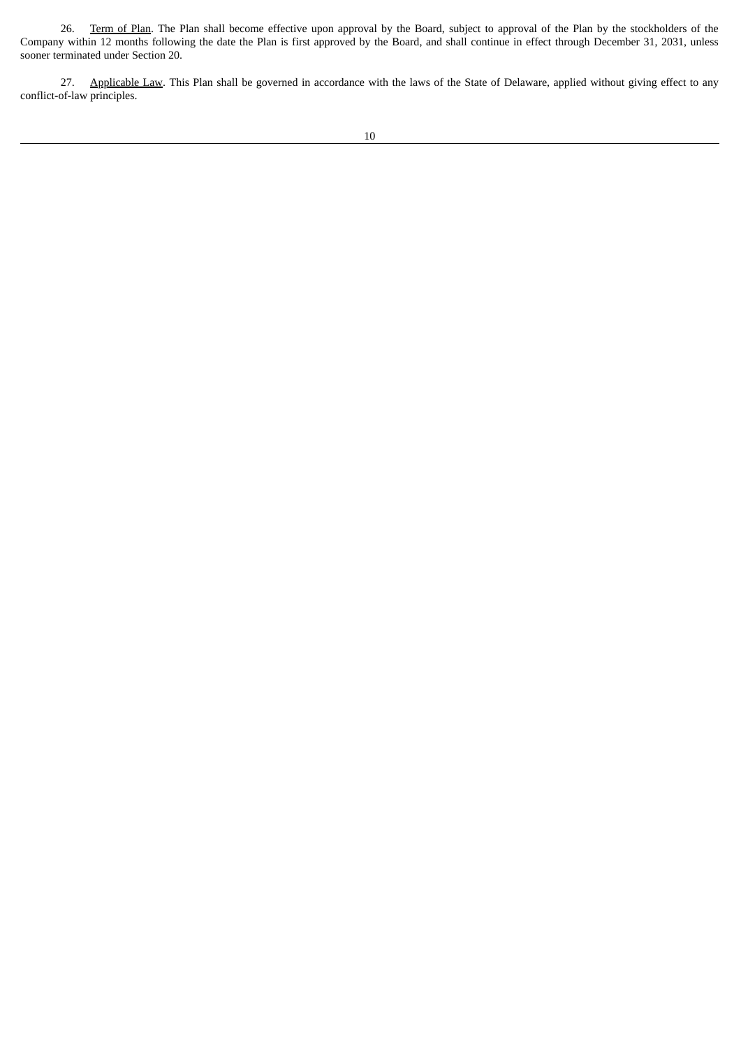26. Term of Plan. The Plan shall become effective upon approval by the Board, subject to approval of the Plan by the stockholders of the Company within 12 months following the date the Plan is first approved by the Board, and shall continue in effect through December 31, 2031, unless sooner terminated under Section 20.

27. Applicable Law. This Plan shall be governed in accordance with the laws of the State of Delaware, applied without giving effect to any conflict-of-law principles.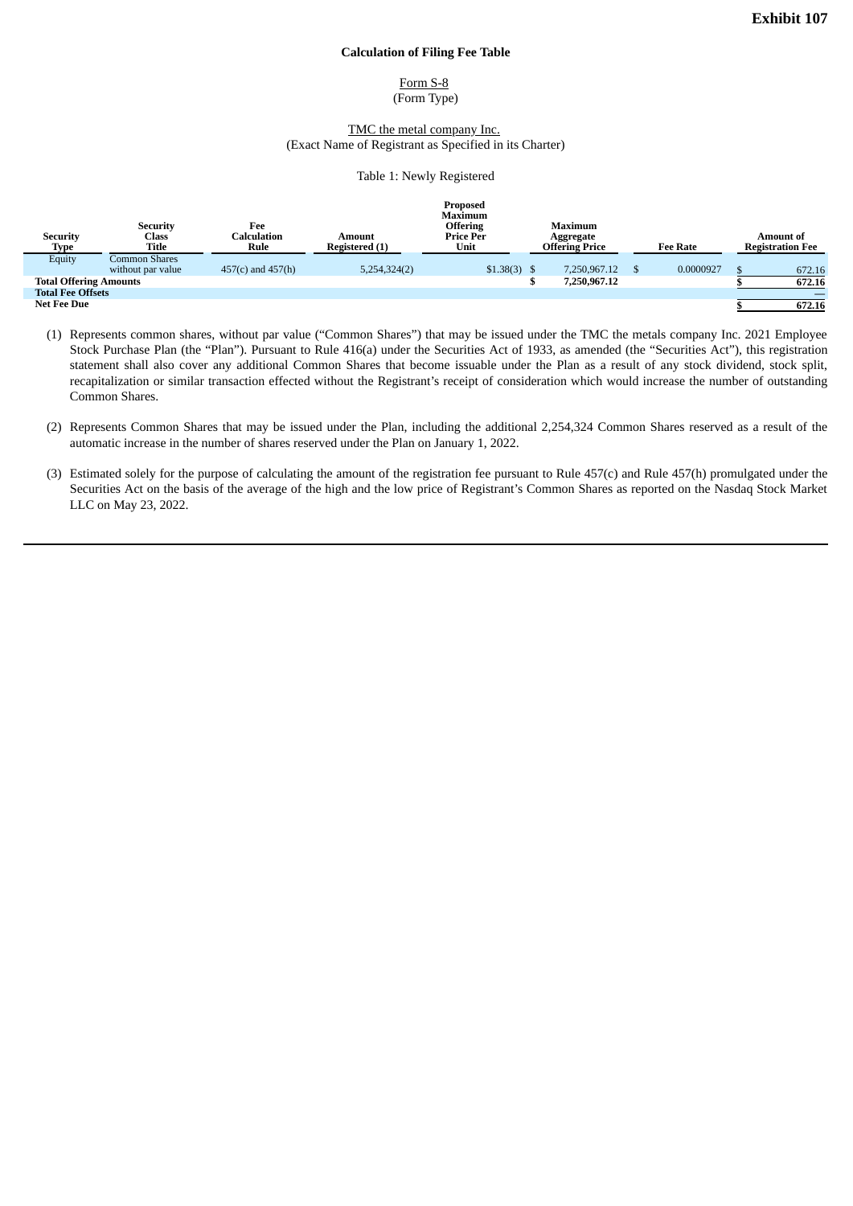**Exhibit 107**

**Calculation of Filing Fee Table**

Form S-8
(Form Type)

TMC the metal company Inc.
(Exact Name of Registrant as Specified in its Charter)

Table 1: Newly Registered

| Security Type | Security Class Title | Fee Calculation Rule | Amount Registered (1) | Proposed Maximum Offering Price Per Unit | Maximum Aggregate Offering Price | Fee Rate | Amount of Registration Fee |
|---|---|---|---|---|---|---|---|
| Equity | Common Shares without par value | 457(c) and 457(h) | 5,254,324(2) | $1.38(3) | $ 7,250,967.12 | $ 0.0000927 | $ 672.16 |
| **Total Offering Amounts** | | | | | **$ 7,250,967.12** | | **$ 672.16** |
| **Total Fee Offsets** | | | | | | | **—** |
| **Net Fee Due** | | | | | | | **$ 672.16** |

(1) Represents common shares, without par value ("Common Shares") that may be issued under the TMC the metals company Inc. 2021 Employee Stock Purchase Plan (the "Plan"). Pursuant to Rule 416(a) under the Securities Act of 1933, as amended (the "Securities Act"), this registration statement shall also cover any additional Common Shares that become issuable under the Plan as a result of any stock dividend, stock split, recapitalization or similar transaction effected without the Registrant's receipt of consideration which would increase the number of outstanding Common Shares.

(2) Represents Common Shares that may be issued under the Plan, including the additional 2,254,324 Common Shares reserved as a result of the automatic increase in the number of shares reserved under the Plan on January 1, 2022.

(3) Estimated solely for the purpose of calculating the amount of the registration fee pursuant to Rule 457(c) and Rule 457(h) promulgated under the Securities Act on the basis of the average of the high and the low price of Registrant's Common Shares as reported on the Nasdaq Stock Market LLC on May 23, 2022.